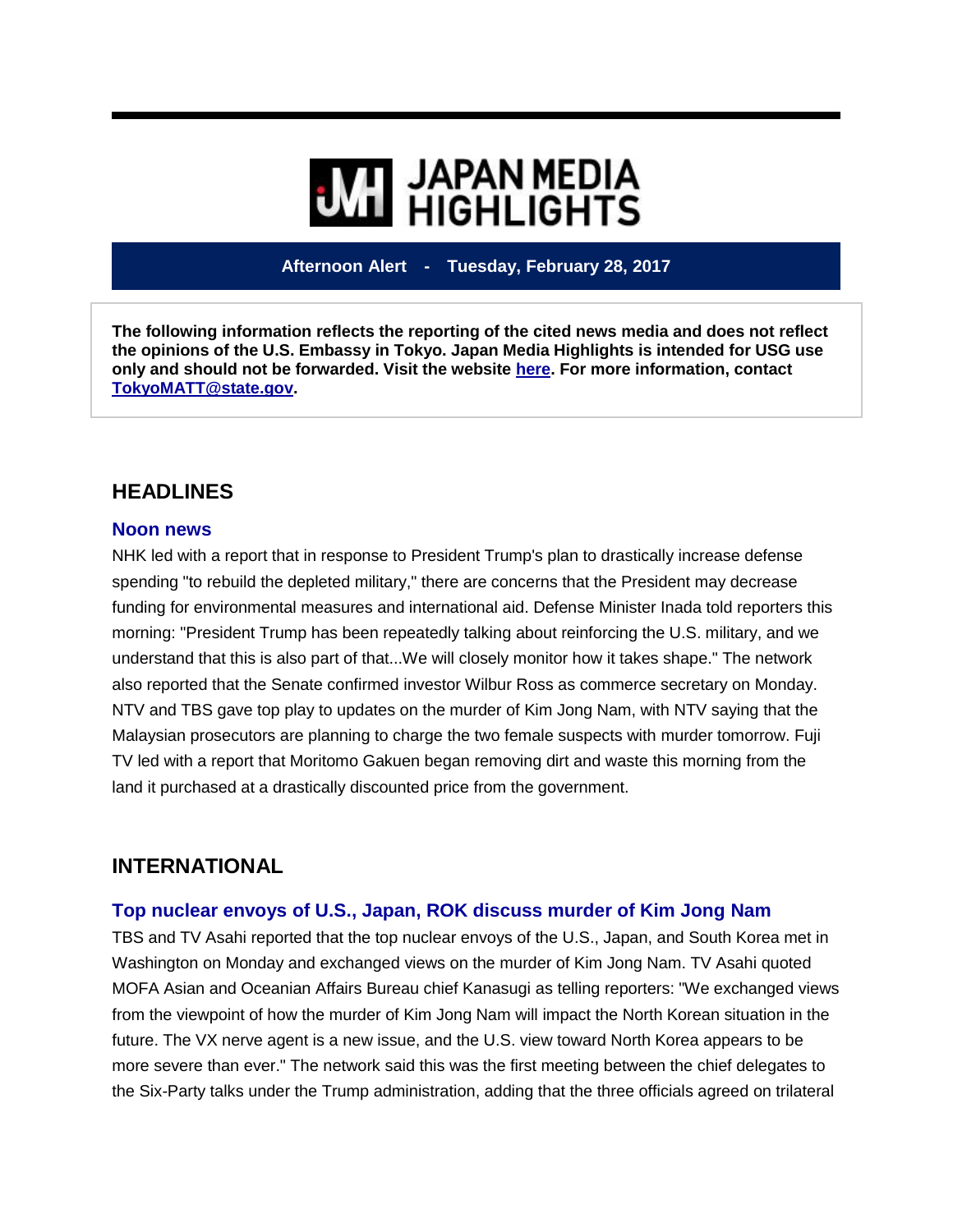# JAPAN MEDIA HIGHLIGHTS

**Afternoon Alert - Tuesday, February 28, 2017**

**The following information reflects the reporting of the cited news media and does not reflect the opinions of the U.S. Embassy in Tokyo. Japan Media Highlights is intended for USG use only and should not be forwarded. Visit the website here. For more information, contact TokyoMATT@state.gov.**

## HEADLINES

### Noon news

NHK led with a report that in response to President Trump's plan to drastically increase defense spending "to rebuild the depleted military," there are concerns that the President may decrease funding for environmental measures and international aid. Defense Minister Inada told reporters this morning: "President Trump has been repeatedly talking about reinforcing the U.S. military, and we understand that this is also part of that...We will closely monitor how it takes shape." The network also reported that the Senate confirmed investor Wilbur Ross as commerce secretary on Monday. NTV and TBS gave top play to updates on the murder of Kim Jong Nam, with NTV saying that the Malaysian prosecutors are planning to charge the two female suspects with murder tomorrow. Fuji TV led with a report that Moritomo Gakuen began removing dirt and waste this morning from the land it purchased at a drastically discounted price from the government.

## INTERNATIONAL

### Top nuclear envoys of U.S., Japan, ROK discuss murder of Kim Jong Nam

TBS and TV Asahi reported that the top nuclear envoys of the U.S., Japan, and South Korea met in Washington on Monday and exchanged views on the murder of Kim Jong Nam. TV Asahi quoted MOFA Asian and Oceanian Affairs Bureau chief Kanasugi as telling reporters: "We exchanged views from the viewpoint of how the murder of Kim Jong Nam will impact the North Korean situation in the future. The VX nerve agent is a new issue, and the U.S. view toward North Korea appears to be more severe than ever." The network said this was the first meeting between the chief delegates to the Six-Party talks under the Trump administration, adding that the three officials agreed on trilateral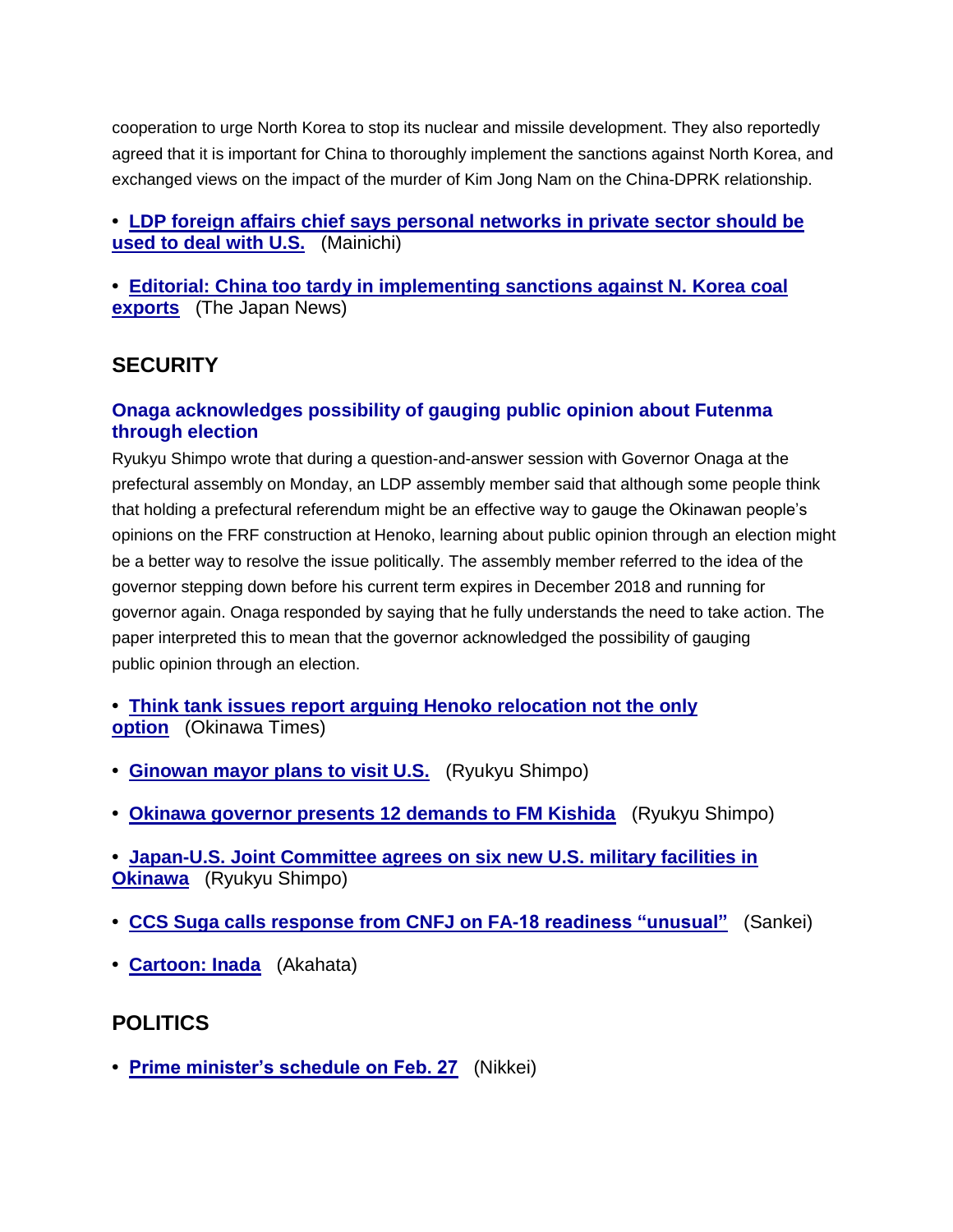cooperation to urge North Korea to stop its nuclear and missile development. They also reportedly agreed that it is important for China to thoroughly implement the sanctions against North Korea, and exchanged views on the impact of the murder of Kim Jong Nam on the China-DPRK relationship.

- **LDP foreign affairs chief says personal networks in private sector should be used to deal with U.S.** (Mainichi)

- **Editorial: China too tardy in implementing sanctions against N. Korea coal exports** (The Japan News)

## SECURITY

### Onaga acknowledges possibility of gauging public opinion about Futenma through election

Ryukyu Shimpo wrote that during a question-and-answer session with Governor Onaga at the prefectural assembly on Monday, an LDP assembly member said that although some people think that holding a prefectural referendum might be an effective way to gauge the Okinawan people's opinions on the FRF construction at Henoko, learning about public opinion through an election might be a better way to resolve the issue politically. The assembly member referred to the idea of the governor stepping down before his current term expires in December 2018 and running for governor again. Onaga responded by saying that he fully understands the need to take action. The paper interpreted this to mean that the governor acknowledged the possibility of gauging public opinion through an election.

- **Think tank issues report arguing Henoko relocation not the only option** (Okinawa Times)

- **Ginowan mayor plans to visit U.S.** (Ryukyu Shimpo)

- **Okinawa governor presents 12 demands to FM Kishida** (Ryukyu Shimpo)

- **Japan-U.S. Joint Committee agrees on six new U.S. military facilities in Okinawa** (Ryukyu Shimpo)

- **CCS Suga calls response from CNFJ on FA-18 readiness "unusual"** (Sankei)

- **Cartoon: Inada** (Akahata)

## POLITICS

- **Prime minister's schedule on Feb. 27** (Nikkei)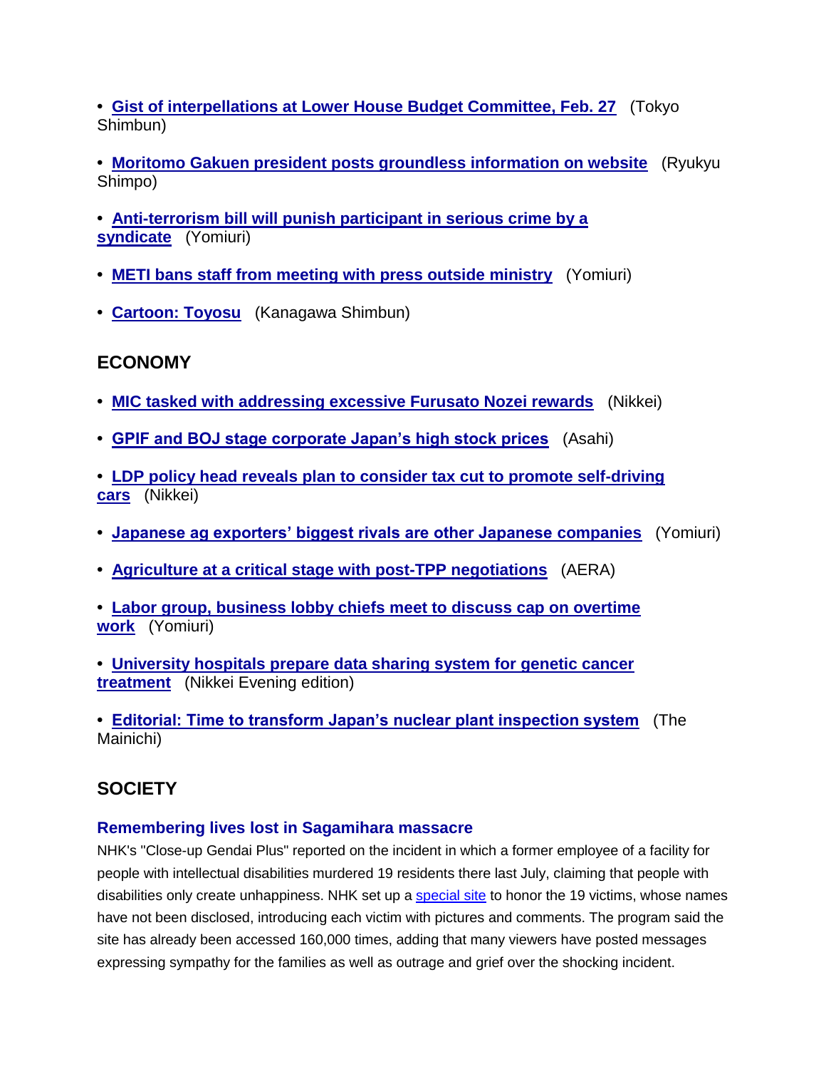- **Gist of interpellations at Lower House Budget Committee, Feb. 27** (Tokyo Shimbun)

- **Moritomo Gakuen president posts groundless information on website** (Ryukyu Shimpo)

- **Anti-terrorism bill will punish participant in serious crime by a syndicate** (Yomiuri)

- **METI bans staff from meeting with press outside ministry** (Yomiuri)

- **Cartoon: Toyosu** (Kanagawa Shimbun)

## ECONOMY

- **MIC tasked with addressing excessive Furusato Nozei rewards** (Nikkei)

- **GPIF and BOJ stage corporate Japan's high stock prices** (Asahi)

- **LDP policy head reveals plan to consider tax cut to promote self-driving cars** (Nikkei)

- **Japanese ag exporters' biggest rivals are other Japanese companies** (Yomiuri)

- **Agriculture at a critical stage with post-TPP negotiations** (AERA)

- **Labor group, business lobby chiefs meet to discuss cap on overtime work** (Yomiuri)

- **University hospitals prepare data sharing system for genetic cancer treatment** (Nikkei Evening edition)

- **Editorial: Time to transform Japan's nuclear plant inspection system** (The Mainichi)

## SOCIETY

### Remembering lives lost in Sagamihara massacre

NHK's "Close-up Gendai Plus" reported on the incident in which a former employee of a facility for people with intellectual disabilities murdered 19 residents there last July, claiming that people with disabilities only create unhappiness. NHK set up a special site to honor the 19 victims, whose names have not been disclosed, introducing each victim with pictures and comments. The program said the site has already been accessed 160,000 times, adding that many viewers have posted messages expressing sympathy for the families as well as outrage and grief over the shocking incident.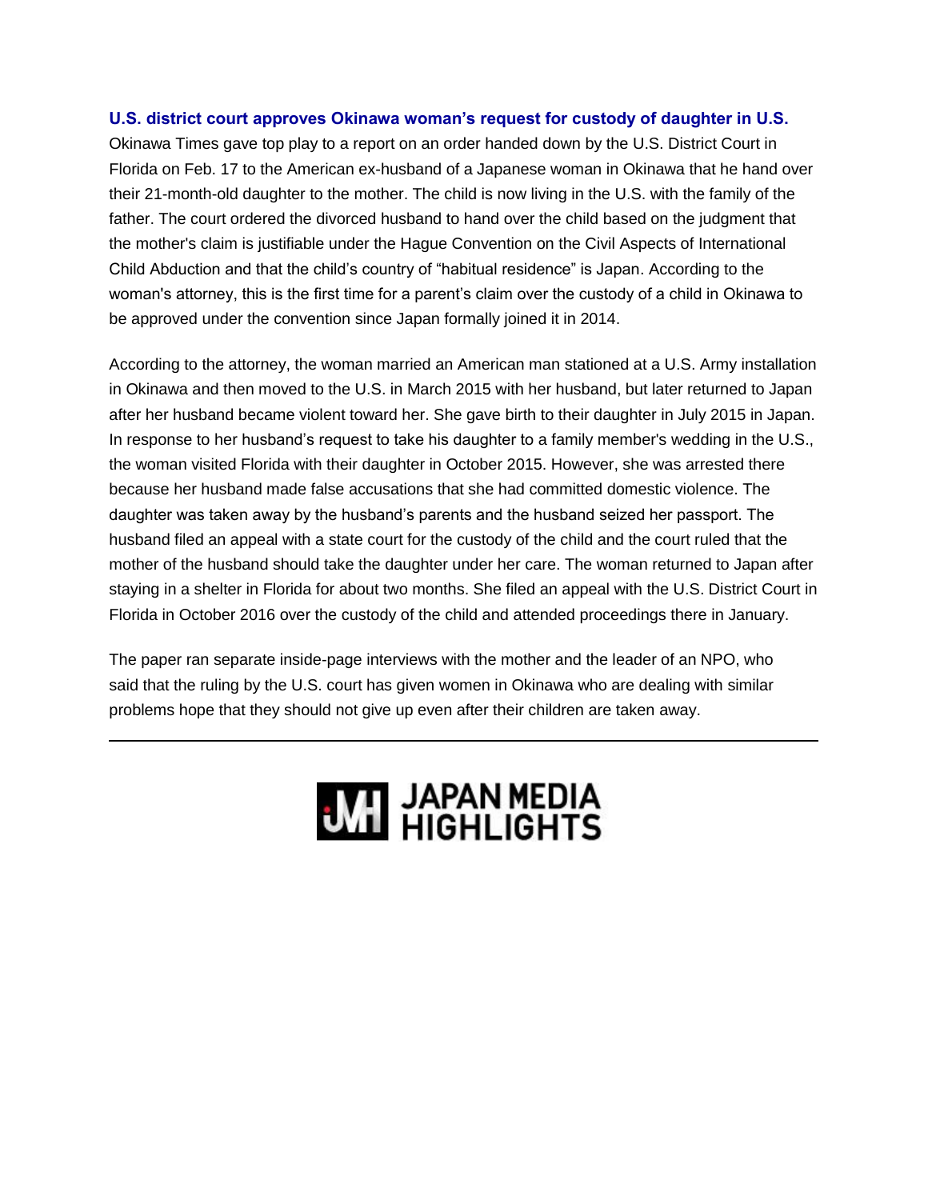### U.S. district court approves Okinawa woman's request for custody of daughter in U.S.

Okinawa Times gave top play to a report on an order handed down by the U.S. District Court in Florida on Feb. 17 to the American ex-husband of a Japanese woman in Okinawa that he hand over their 21-month-old daughter to the mother. The child is now living in the U.S. with the family of the father. The court ordered the divorced husband to hand over the child based on the judgment that the mother's claim is justifiable under the Hague Convention on the Civil Aspects of International Child Abduction and that the child's country of "habitual residence" is Japan. According to the woman's attorney, this is the first time for a parent's claim over the custody of a child in Okinawa to be approved under the convention since Japan formally joined it in 2014.

According to the attorney, the woman married an American man stationed at a U.S. Army installation in Okinawa and then moved to the U.S. in March 2015 with her husband, but later returned to Japan after her husband became violent toward her. She gave birth to their daughter in July 2015 in Japan. In response to her husband's request to take his daughter to a family member's wedding in the U.S., the woman visited Florida with their daughter in October 2015. However, she was arrested there because her husband made false accusations that she had committed domestic violence. The daughter was taken away by the husband's parents and the husband seized her passport. The husband filed an appeal with a state court for the custody of the child and the court ruled that the mother of the husband should take the daughter under her care. The woman returned to Japan after staying in a shelter in Florida for about two months. She filed an appeal with the U.S. District Court in Florida in October 2016 over the custody of the child and attended proceedings there in January.

The paper ran separate inside-page interviews with the mother and the leader of an NPO, who said that the ruling by the U.S. court has given women in Okinawa who are dealing with similar problems hope that they should not give up even after their children are taken away.

---

JAPAN MEDIA HIGHLIGHTS